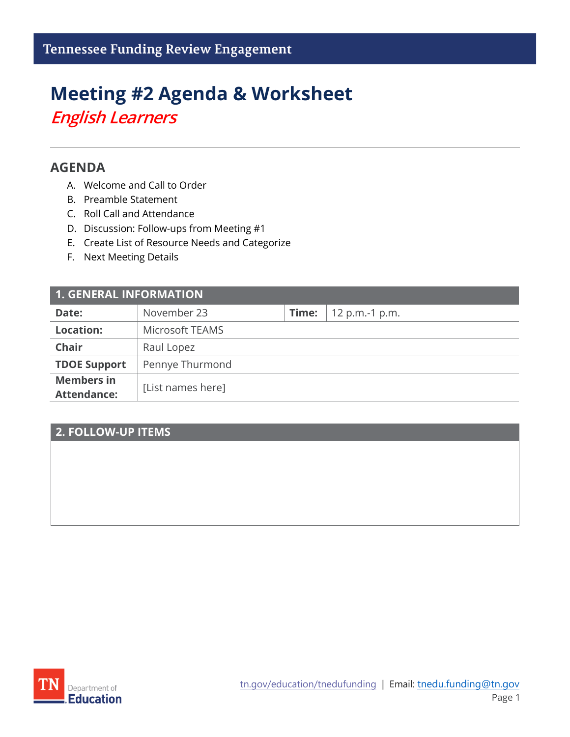Tennessee Funding Review Engagement

# Meeting #2 Agenda & Worksheet

*English Learners*

---

## AGENDA

A. Welcome and Call to Order
B. Preamble Statement
C. Roll Call and Attendance
D. Discussion: Follow-ups from Meeting #1
E. Create List of Resource Needs and Categorize
F. Next Meeting Details

| 1. GENERAL INFORMATION | | | |
|---|---|---|---|
| **Date:** | November 23 | **Time:** | 12 p.m.-1 p.m. |
| **Location:** | Microsoft TEAMS | | |
| **Chair** | Raul Lopez | | |
| **TDOE Support** | Pennye Thurmond | | |
| **Members in Attendance:** | [List names here] | | |

| 2. FOLLOW-UP ITEMS |
|---|
| |

tn.gov/education/tnedufunding | Email: tnedu.funding@tn.gov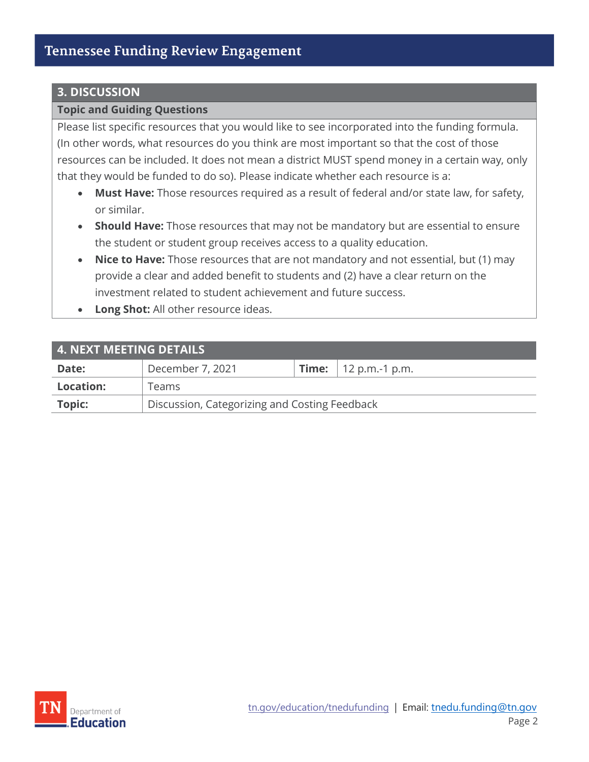## 3. DISCUSSION

### Topic and Guiding Questions

Please list specific resources that you would like to see incorporated into the funding formula. (In other words, what resources do you think are most important so that the cost of those resources can be included. It does not mean a district MUST spend money in a certain way, only that they would be funded to do so). Please indicate whether each resource is a:

- **Must Have:** Those resources required as a result of federal and/or state law, for safety, or similar.
- **Should Have:** Those resources that may not be mandatory but are essential to ensure the student or student group receives access to a quality education.
- **Nice to Have:** Those resources that are not mandatory and not essential, but (1) may provide a clear and added benefit to students and (2) have a clear return on the investment related to student achievement and future success.
- **Long Shot:** All other resource ideas.

## 4. NEXT MEETING DETAILS

| | | | |
|---|---|---|---|
| **Date:** | December 7, 2021 | **Time:** | 12 p.m.-1 p.m. |
| **Location:** | Teams | | |
| **Topic:** | Discussion, Categorizing and Costing Feedback | | |

tn.gov/education/tnedufunding | Email: tnedu.funding@tn.gov